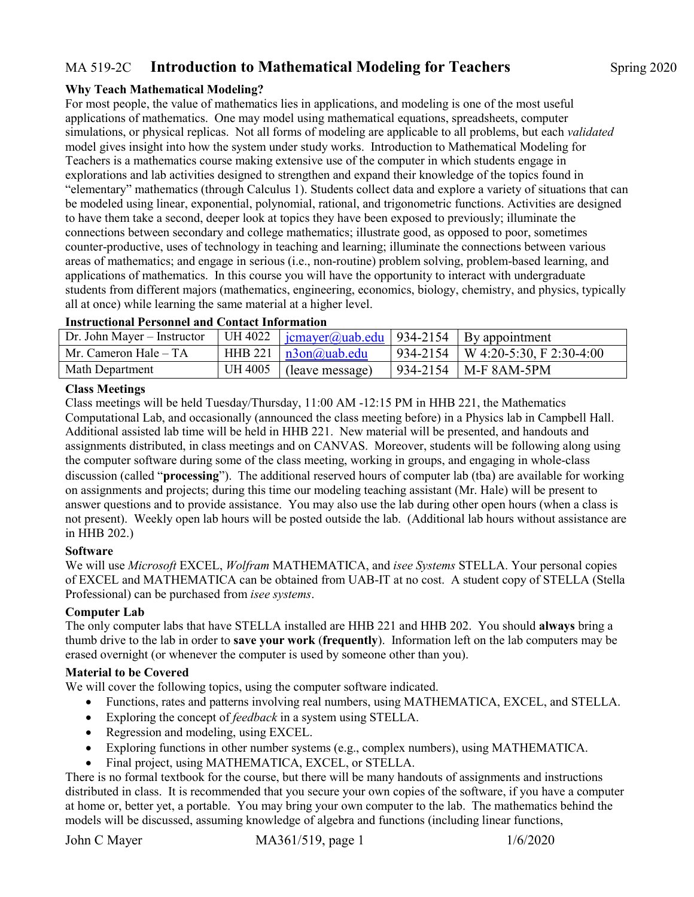# MA 519-2C **Introduction to Mathematical Modeling for Teachers** Spring 2020

**Why Teach Mathematical Modeling?**

For most people, the value of mathematics lies in applications, and modeling is one of the most useful applications of mathematics. One may model using mathematical equations, spreadsheets, computer simulations, or physical replicas. Not all forms of modeling are applicable to all problems, but each *validated* model gives insight into how the system under study works. Introduction to Mathematical Modeling for Teachers is a mathematics course making extensive use of the computer in which students engage in explorations and lab activities designed to strengthen and expand their knowledge of the topics found in "elementary" mathematics (through Calculus 1). Students collect data and explore a variety of situations that can be modeled using linear, exponential, polynomial, rational, and trigonometric functions. Activities are designed to have them take a second, deeper look at topics they have been exposed to previously; illuminate the connections between secondary and college mathematics; illustrate good, as opposed to poor, sometimes counter-productive, uses of technology in teaching and learning; illuminate the connections between various areas of mathematics; and engage in serious (i.e., non-routine) problem solving, problem-based learning, and applications of mathematics. In this course you will have the opportunity to interact with undergraduate students from different majors (mathematics, engineering, economics, biology, chemistry, and physics, typically all at once) while learning the same material at a higher level.

**Instructional Personnel and Contact Information**

| | | | | |
|---|---|---|---|---|
| Dr. John Mayer – Instructor | UH 4022 | jcmayer@uab.edu | 934-2154 | By appointment |
| Mr. Cameron Hale – TA | HHB 221 | n3on@uab.edu | 934-2154 | W 4:20-5:30, F 2:30-4:00 |
| Math Department | UH 4005 | (leave message) | 934-2154 | M-F 8AM-5PM |

**Class Meetings**

Class meetings will be held Tuesday/Thursday, 11:00 AM -12:15 PM in HHB 221, the Mathematics Computational Lab, and occasionally (announced the class meeting before) in a Physics lab in Campbell Hall. Additional assisted lab time will be held in HHB 221. New material will be presented, and handouts and assignments distributed, in class meetings and on CANVAS. Moreover, students will be following along using the computer software during some of the class meeting, working in groups, and engaging in whole-class discussion (called "**processing**"). The additional reserved hours of computer lab (tba) are available for working on assignments and projects; during this time our modeling teaching assistant (Mr. Hale) will be present to answer questions and to provide assistance. You may also use the lab during other open hours (when a class is not present). Weekly open lab hours will be posted outside the lab. (Additional lab hours without assistance are in HHB 202.)

**Software**

We will use *Microsoft* EXCEL, *Wolfram* MATHEMATICA, and *isee Systems* STELLA. Your personal copies of EXCEL and MATHEMATICA can be obtained from UAB-IT at no cost. A student copy of STELLA (Stella Professional) can be purchased from *isee systems*.

**Computer Lab**

The only computer labs that have STELLA installed are HHB 221 and HHB 202. You should **always** bring a thumb drive to the lab in order to **save your work** (**frequently**). Information left on the lab computers may be erased overnight (or whenever the computer is used by someone other than you).

**Material to be Covered**

We will cover the following topics, using the computer software indicated.

- Functions, rates and patterns involving real numbers, using MATHEMATICA, EXCEL, and STELLA.
- Exploring the concept of *feedback* in a system using STELLA.
- Regression and modeling, using EXCEL.
- Exploring functions in other number systems (e.g., complex numbers), using MATHEMATICA.
- Final project, using MATHEMATICA, EXCEL, or STELLA.

There is no formal textbook for the course, but there will be many handouts of assignments and instructions distributed in class. It is recommended that you secure your own copies of the software, if you have a computer at home or, better yet, a portable. You may bring your own computer to the lab. The mathematics behind the models will be discussed, assuming knowledge of algebra and functions (including linear functions,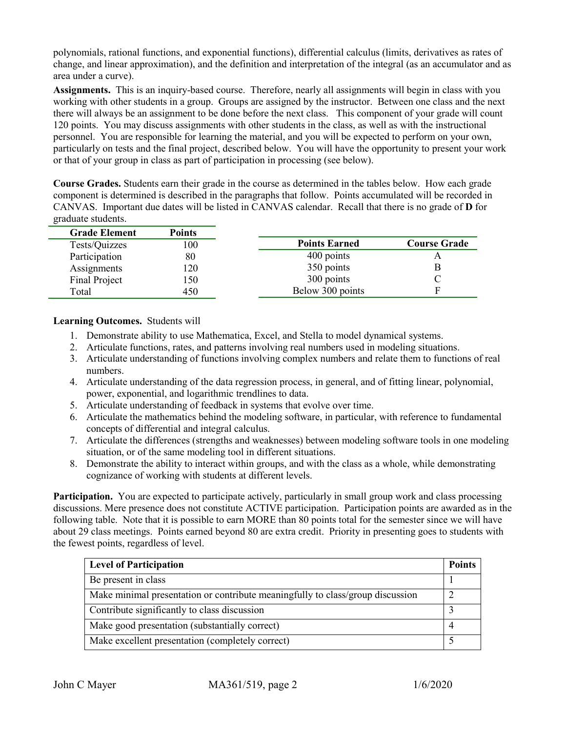polynomials, rational functions, and exponential functions), differential calculus (limits, derivatives as rates of change, and linear approximation), and the definition and interpretation of the integral (as an accumulator and as area under a curve).

**Assignments.** This is an inquiry-based course. Therefore, nearly all assignments will begin in class with you working with other students in a group. Groups are assigned by the instructor. Between one class and the next there will always be an assignment to be done before the next class. This component of your grade will count 120 points. You may discuss assignments with other students in the class, as well as with the instructional personnel. You are responsible for learning the material, and you will be expected to perform on your own, particularly on tests and the final project, described below. You will have the opportunity to present your work or that of your group in class as part of participation in processing (see below).

**Course Grades.** Students earn their grade in the course as determined in the tables below. How each grade component is determined is described in the paragraphs that follow. Points accumulated will be recorded in CANVAS. Important due dates will be listed in CANVAS calendar. Recall that there is no grade of **D** for graduate students.

| Grade Element | Points |
|---|---|
| Tests/Quizzes | 100 |
| Participation | 80 |
| Assignments | 120 |
| Final Project | 150 |
| Total | 450 |

| Points Earned | Course Grade |
|---|---|
| 400 points | A |
| 350 points | B |
| 300 points | C |
| Below 300 points | F |

**Learning Outcomes.** Students will

1. Demonstrate ability to use Mathematica, Excel, and Stella to model dynamical systems.
2. Articulate functions, rates, and patterns involving real numbers used in modeling situations.
3. Articulate understanding of functions involving complex numbers and relate them to functions of real numbers.
4. Articulate understanding of the data regression process, in general, and of fitting linear, polynomial, power, exponential, and logarithmic trendlines to data.
5. Articulate understanding of feedback in systems that evolve over time.
6. Articulate the mathematics behind the modeling software, in particular, with reference to fundamental concepts of differential and integral calculus.
7. Articulate the differences (strengths and weaknesses) between modeling software tools in one modeling situation, or of the same modeling tool in different situations.
8. Demonstrate the ability to interact within groups, and with the class as a whole, while demonstrating cognizance of working with students at different levels.

**Participation.** You are expected to participate actively, particularly in small group work and class processing discussions. Mere presence does not constitute ACTIVE participation. Participation points are awarded as in the following table. Note that it is possible to earn MORE than 80 points total for the semester since we will have about 29 class meetings. Points earned beyond 80 are extra credit. Priority in presenting goes to students with the fewest points, regardless of level.

| Level of Participation | Points |
|---|---|
| Be present in class | 1 |
| Make minimal presentation or contribute meaningfully to class/group discussion | 2 |
| Contribute significantly to class discussion | 3 |
| Make good presentation (substantially correct) | 4 |
| Make excellent presentation (completely correct) | 5 |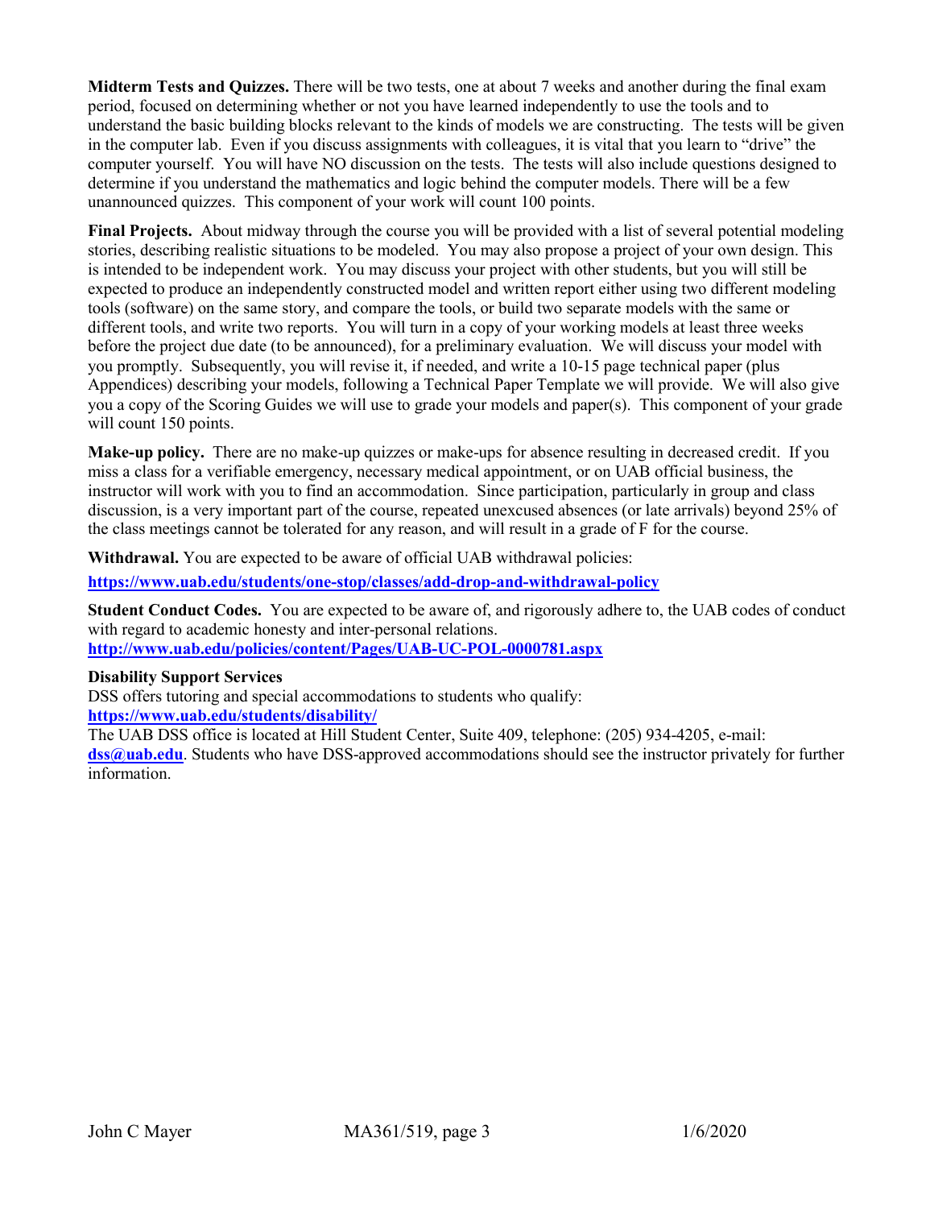**Midterm Tests and Quizzes.** There will be two tests, one at about 7 weeks and another during the final exam period, focused on determining whether or not you have learned independently to use the tools and to understand the basic building blocks relevant to the kinds of models we are constructing. The tests will be given in the computer lab. Even if you discuss assignments with colleagues, it is vital that you learn to "drive" the computer yourself. You will have NO discussion on the tests. The tests will also include questions designed to determine if you understand the mathematics and logic behind the computer models. There will be a few unannounced quizzes. This component of your work will count 100 points.

**Final Projects.** About midway through the course you will be provided with a list of several potential modeling stories, describing realistic situations to be modeled. You may also propose a project of your own design. This is intended to be independent work. You may discuss your project with other students, but you will still be expected to produce an independently constructed model and written report either using two different modeling tools (software) on the same story, and compare the tools, or build two separate models with the same or different tools, and write two reports. You will turn in a copy of your working models at least three weeks before the project due date (to be announced), for a preliminary evaluation. We will discuss your model with you promptly. Subsequently, you will revise it, if needed, and write a 10-15 page technical paper (plus Appendices) describing your models, following a Technical Paper Template we will provide. We will also give you a copy of the Scoring Guides we will use to grade your models and paper(s). This component of your grade will count 150 points.

**Make-up policy.** There are no make-up quizzes or make-ups for absence resulting in decreased credit. If you miss a class for a verifiable emergency, necessary medical appointment, or on UAB official business, the instructor will work with you to find an accommodation. Since participation, particularly in group and class discussion, is a very important part of the course, repeated unexcused absences (or late arrivals) beyond 25% of the class meetings cannot be tolerated for any reason, and will result in a grade of F for the course.

**Withdrawal.** You are expected to be aware of official UAB withdrawal policies:

**https://www.uab.edu/students/one-stop/classes/add-drop-and-withdrawal-policy**

**Student Conduct Codes.** You are expected to be aware of, and rigorously adhere to, the UAB codes of conduct with regard to academic honesty and inter-personal relations.
**http://www.uab.edu/policies/content/Pages/UAB-UC-POL-0000781.aspx**

**Disability Support Services**
DSS offers tutoring and special accommodations to students who qualify:
**https://www.uab.edu/students/disability/**
The UAB DSS office is located at Hill Student Center, Suite 409, telephone: (205) 934-4205, e-mail: **dss@uab.edu**. Students who have DSS-approved accommodations should see the instructor privately for further information.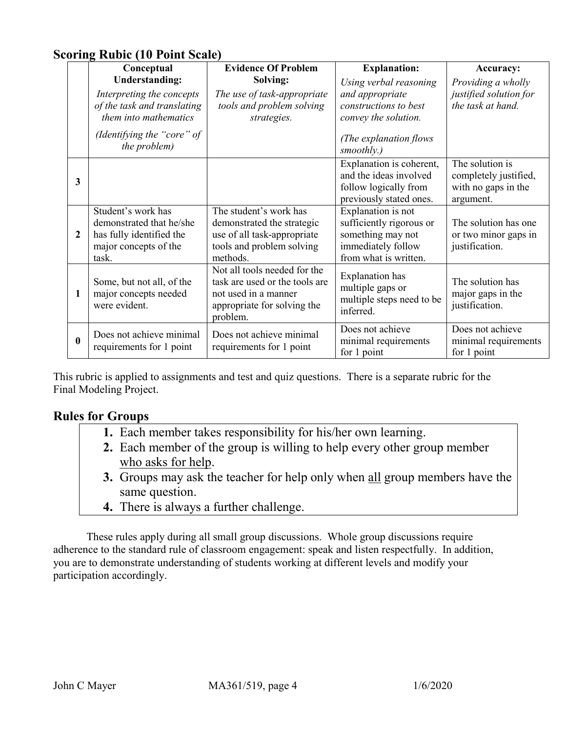## Scoring Rubric (10 Point Scale)

| | **Conceptual Understanding:** *Interpreting the concepts of the task and translating them into mathematics* *(Identifying the "core" of the problem)* | **Evidence Of Problem Solving:** *The use of task-appropriate tools and problem solving strategies.* | **Explanation:** *Using verbal reasoning and appropriate constructions to best convey the solution.* *(The explanation flows smoothly.)* | **Accuracy:** *Providing a wholly justified solution for the task at hand.* |
|---|---|---|---|---|
| **3** | | | Explanation is coherent, and the ideas involved follow logically from previously stated ones. | The solution is completely justified, with no gaps in the argument. |
| **2** | Student's work has demonstrated that he/she has fully identified the major concepts of the task. | The student's work has demonstrated the strategic use of all task-appropriate tools and problem solving methods. | Explanation is not sufficiently rigorous or something may not immediately follow from what is written. | The solution has one or two minor gaps in justification. |
| **1** | Some, but not all, of the major concepts needed were evident. | Not all tools needed for the task are used or the tools are not used in a manner appropriate for solving the problem. | Explanation has multiple gaps or multiple steps need to be inferred. | The solution has major gaps in the justification. |
| **0** | Does not achieve minimal requirements for 1 point | Does not achieve minimal requirements for 1 point | Does not achieve minimal requirements for 1 point | Does not achieve minimal requirements for 1 point |

This rubric is applied to assignments and test and quiz questions. There is a separate rubric for the Final Modeling Project.

## Rules for Groups

1. Each member takes responsibility for his/her own learning.
2. Each member of the group is willing to help every other group member <u>who asks for help</u>.
3. Groups may ask the teacher for help only when <u>all</u> group members have the same question.
4. There is always a further challenge.

These rules apply during all small group discussions. Whole group discussions require adherence to the standard rule of classroom engagement: speak and listen respectfully. In addition, you are to demonstrate understanding of students working at different levels and modify your participation accordingly.